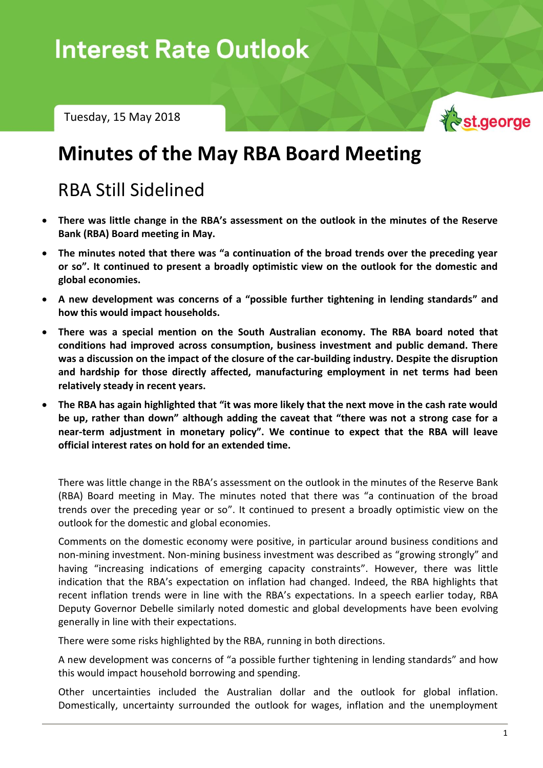# Interest Rate Outlook

Tuesday, 15 May 2018

st.george

## Minutes of the May RBA Board Meeting

### RBA Still Sidelined

- **There was little change in the RBA's assessment on the outlook in the minutes of the Reserve Bank (RBA) Board meeting in May.**
- **The minutes noted that there was "a continuation of the broad trends over the preceding year or so". It continued to present a broadly optimistic view on the outlook for the domestic and global economies.**
- **A new development was concerns of a "possible further tightening in lending standards" and how this would impact households.**
- **There was a special mention on the South Australian economy. The RBA board noted that conditions had improved across consumption, business investment and public demand. There was a discussion on the impact of the closure of the car-building industry. Despite the disruption and hardship for those directly affected, manufacturing employment in net terms had been relatively steady in recent years.**
- **The RBA has again highlighted that "it was more likely that the next move in the cash rate would be up, rather than down" although adding the caveat that "there was not a strong case for a near-term adjustment in monetary policy". We continue to expect that the RBA will leave official interest rates on hold for an extended time.**

There was little change in the RBA's assessment on the outlook in the minutes of the Reserve Bank (RBA) Board meeting in May. The minutes noted that there was "a continuation of the broad trends over the preceding year or so". It continued to present a broadly optimistic view on the outlook for the domestic and global economies.

Comments on the domestic economy were positive, in particular around business conditions and non-mining investment. Non-mining business investment was described as "growing strongly" and having "increasing indications of emerging capacity constraints". However, there was little indication that the RBA's expectation on inflation had changed. Indeed, the RBA highlights that recent inflation trends were in line with the RBA's expectations. In a speech earlier today, RBA Deputy Governor Debelle similarly noted domestic and global developments have been evolving generally in line with their expectations.

There were some risks highlighted by the RBA, running in both directions.

A new development was concerns of "a possible further tightening in lending standards" and how this would impact household borrowing and spending.

Other uncertainties included the Australian dollar and the outlook for global inflation. Domestically, uncertainty surrounded the outlook for wages, inflation and the unemployment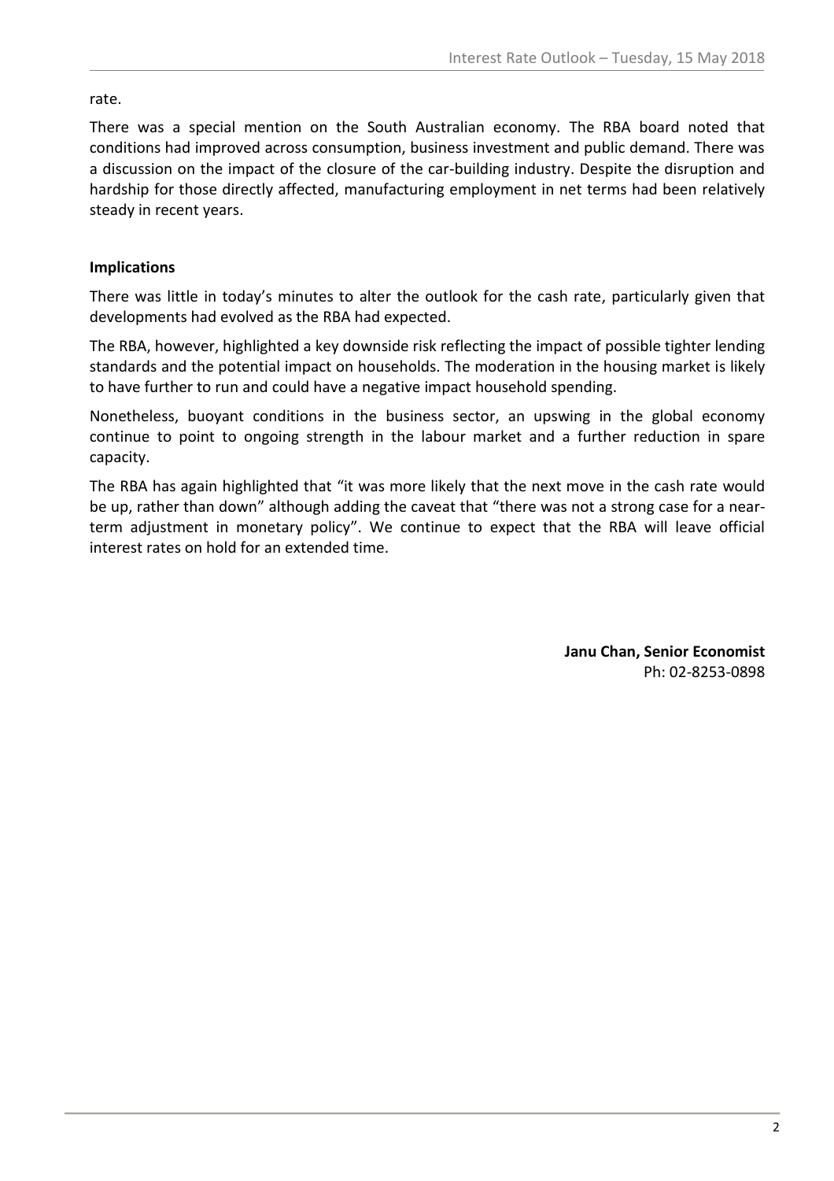rate.

There was a special mention on the South Australian economy. The RBA board noted that conditions had improved across consumption, business investment and public demand. There was a discussion on the impact of the closure of the car-building industry. Despite the disruption and hardship for those directly affected, manufacturing employment in net terms had been relatively steady in recent years.

**Implications**

There was little in today's minutes to alter the outlook for the cash rate, particularly given that developments had evolved as the RBA had expected.

The RBA, however, highlighted a key downside risk reflecting the impact of possible tighter lending standards and the potential impact on households. The moderation in the housing market is likely to have further to run and could have a negative impact household spending.

Nonetheless, buoyant conditions in the business sector, an upswing in the global economy continue to point to ongoing strength in the labour market and a further reduction in spare capacity.

The RBA has again highlighted that "it was more likely that the next move in the cash rate would be up, rather than down" although adding the caveat that "there was not a strong case for a near-term adjustment in monetary policy". We continue to expect that the RBA will leave official interest rates on hold for an extended time.

**Janu Chan, Senior Economist**
Ph: 02-8253-0898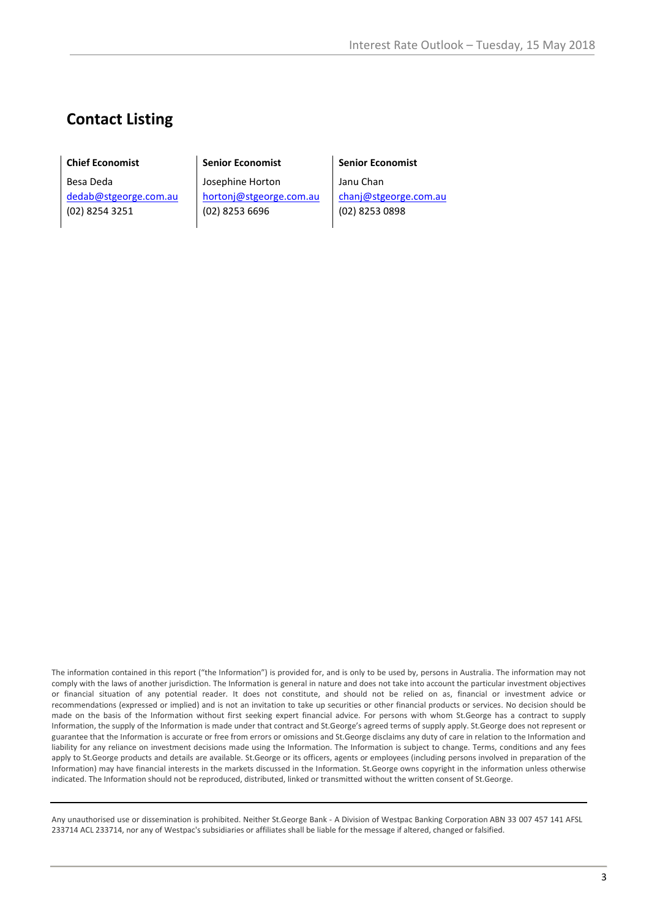## Contact Listing

**Chief Economist**

Besa Deda
dedab@stgeorge.com.au
(02) 8254 3251

**Senior Economist**

Josephine Horton
hortonj@stgeorge.com.au
(02) 8253 6696

**Senior Economist**

Janu Chan
chanj@stgeorge.com.au
(02) 8253 0898

The information contained in this report ("the Information") is provided for, and is only to be used by, persons in Australia. The information may not comply with the laws of another jurisdiction. The Information is general in nature and does not take into account the particular investment objectives or financial situation of any potential reader. It does not constitute, and should not be relied on as, financial or investment advice or recommendations (expressed or implied) and is not an invitation to take up securities or other financial products or services. No decision should be made on the basis of the Information without first seeking expert financial advice. For persons with whom St.George has a contract to supply Information, the supply of the Information is made under that contract and St.George's agreed terms of supply apply. St.George does not represent or guarantee that the Information is accurate or free from errors or omissions and St.George disclaims any duty of care in relation to the Information and liability for any reliance on investment decisions made using the Information. The Information is subject to change. Terms, conditions and any fees apply to St.George products and details are available. St.George or its officers, agents or employees (including persons involved in preparation of the Information) may have financial interests in the markets discussed in the Information. St.George owns copyright in the information unless otherwise indicated. The Information should not be reproduced, distributed, linked or transmitted without the written consent of St.George.

---

Any unauthorised use or dissemination is prohibited. Neither St.George Bank - A Division of Westpac Banking Corporation ABN 33 007 457 141 AFSL 233714 ACL 233714, nor any of Westpac's subsidiaries or affiliates shall be liable for the message if altered, changed or falsified.